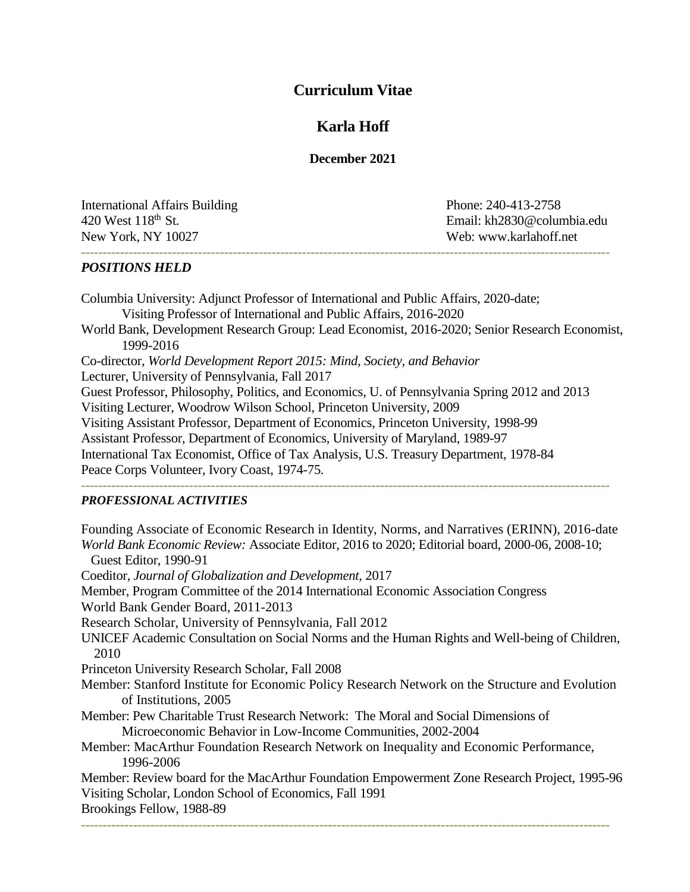# Curriculum Vitae

## Karla Hoff

**December 2021**

International Affairs Building
420 West 118th St.
New York, NY 10027

Phone: 240-413-2758
Email: kh2830@columbia.edu
Web: www.karlahoff.net

---

### *POSITIONS HELD*

Columbia University: Adjunct Professor of International and Public Affairs, 2020-date;
Visiting Professor of International and Public Affairs, 2016-2020
World Bank, Development Research Group: Lead Economist, 2016-2020; Senior Research Economist, 1999-2016
Co-director, *World Development Report 2015: Mind, Society, and Behavior*
Lecturer, University of Pennsylvania, Fall 2017
Guest Professor, Philosophy, Politics, and Economics, U. of Pennsylvania Spring 2012 and 2013
Visiting Lecturer, Woodrow Wilson School, Princeton University, 2009
Visiting Assistant Professor, Department of Economics, Princeton University, 1998-99
Assistant Professor, Department of Economics, University of Maryland, 1989-97
International Tax Economist, Office of Tax Analysis, U.S. Treasury Department, 1978-84
Peace Corps Volunteer, Ivory Coast, 1974-75.

---

### *PROFESSIONAL ACTIVITIES*

Founding Associate of Economic Research in Identity, Norms, and Narratives (ERINN), 2016-date
*World Bank Economic Review:* Associate Editor, 2016 to 2020; Editorial board, 2000-06, 2008-10; Guest Editor, 1990-91
Coeditor, *Journal of Globalization and Development,* 2017
Member, Program Committee of the 2014 International Economic Association Congress
World Bank Gender Board, 2011-2013
Research Scholar, University of Pennsylvania, Fall 2012
UNICEF Academic Consultation on Social Norms and the Human Rights and Well-being of Children, 2010
Princeton University Research Scholar, Fall 2008
Member: Stanford Institute for Economic Policy Research Network on the Structure and Evolution of Institutions, 2005
Member: Pew Charitable Trust Research Network: The Moral and Social Dimensions of Microeconomic Behavior in Low-Income Communities, 2002-2004
Member: MacArthur Foundation Research Network on Inequality and Economic Performance, 1996-2006
Member: Review board for the MacArthur Foundation Empowerment Zone Research Project, 1995-96
Visiting Scholar, London School of Economics, Fall 1991
Brookings Fellow, 1988-89

---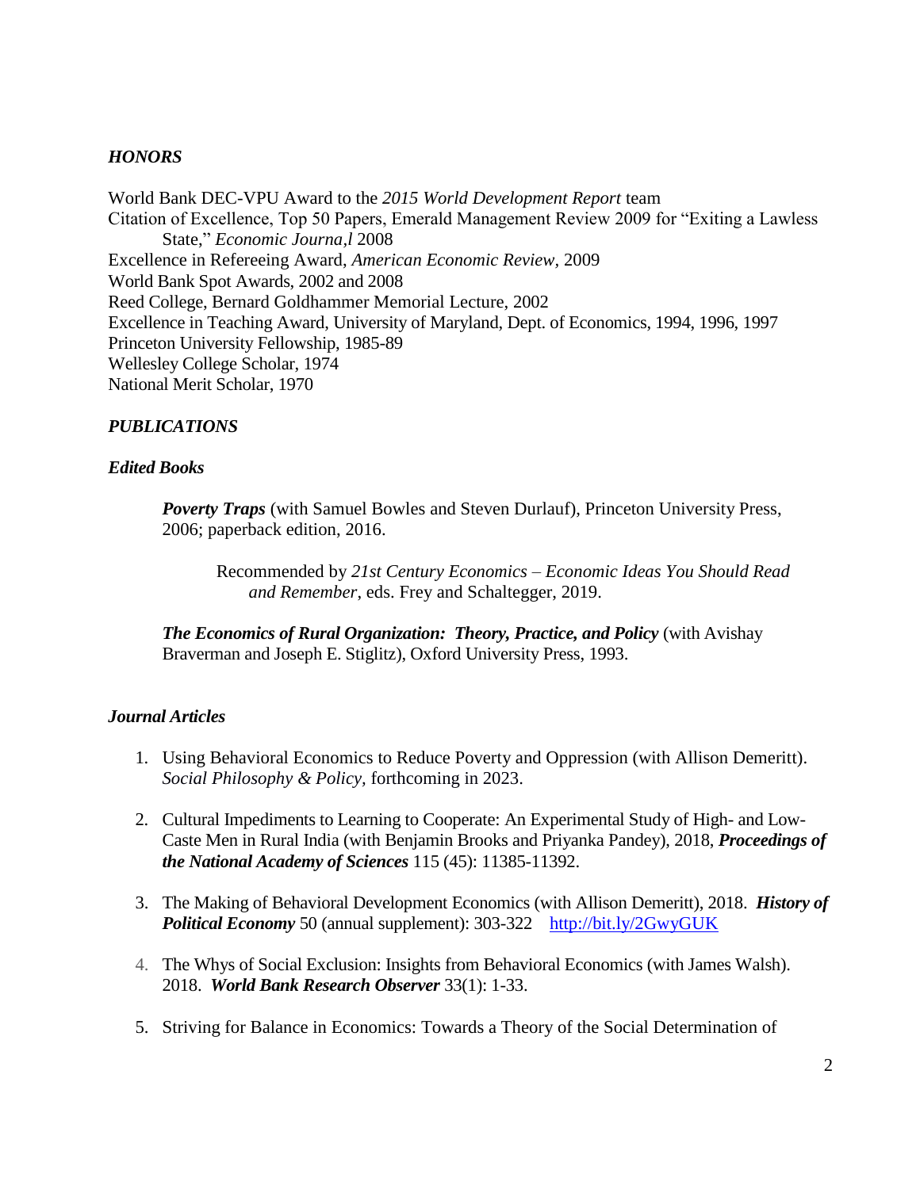## *HONORS*

World Bank DEC-VPU Award to the *2015 World Development Report* team
Citation of Excellence, Top 50 Papers, Emerald Management Review 2009 for "Exiting a Lawless State," *Economic Journa,l* 2008
Excellence in Refereeing Award, *American Economic Review*, 2009
World Bank Spot Awards, 2002 and 2008
Reed College, Bernard Goldhammer Memorial Lecture, 2002
Excellence in Teaching Award, University of Maryland, Dept. of Economics, 1994, 1996, 1997
Princeton University Fellowship, 1985-89
Wellesley College Scholar, 1974
National Merit Scholar, 1970

## *PUBLICATIONS*

### *Edited Books*

***Poverty Traps*** (with Samuel Bowles and Steven Durlauf), Princeton University Press, 2006; paperback edition, 2016.

> Recommended by *21st Century Economics – Economic Ideas You Should Read and Remember*, eds. Frey and Schaltegger, 2019.

***The Economics of Rural Organization: Theory, Practice, and Policy*** (with Avishay Braverman and Joseph E. Stiglitz), Oxford University Press, 1993.

### *Journal Articles*

1. Using Behavioral Economics to Reduce Poverty and Oppression (with Allison Demeritt). *Social Philosophy & Policy,* forthcoming in 2023.

2. Cultural Impediments to Learning to Cooperate: An Experimental Study of High- and Low-Caste Men in Rural India (with Benjamin Brooks and Priyanka Pandey), 2018, ***Proceedings of the National Academy of Sciences*** 115 (45): 11385-11392.

3. The Making of Behavioral Development Economics (with Allison Demeritt), 2018. ***History of Political Economy*** 50 (annual supplement): 303-322 http://bit.ly/2GwyGUK

4. The Whys of Social Exclusion: Insights from Behavioral Economics (with James Walsh). 2018. ***World Bank Research Observer*** 33(1): 1-33.

5. Striving for Balance in Economics: Towards a Theory of the Social Determination of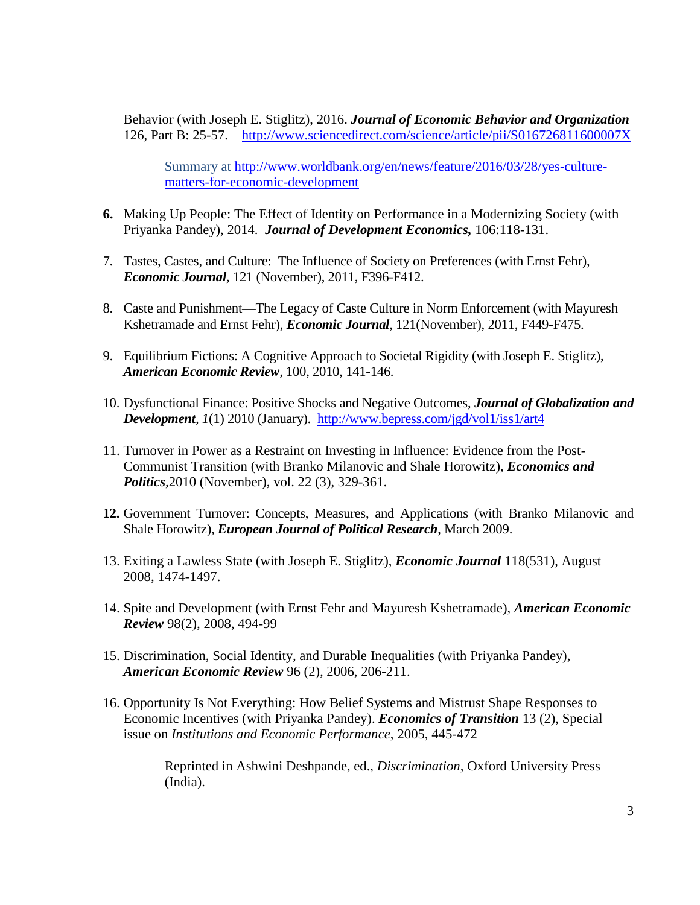Behavior (with Joseph E. Stiglitz), 2016. ***Journal of Economic Behavior and Organization*** 126, Part B: 25-57. http://www.sciencedirect.com/science/article/pii/S016726811600007X

Summary at http://www.worldbank.org/en/news/feature/2016/03/28/yes-culture-matters-for-economic-development

**6.** Making Up People: The Effect of Identity on Performance in a Modernizing Society (with Priyanka Pandey), 2014. ***Journal of Development Economics,*** 106:118-131.

7. Tastes, Castes, and Culture: The Influence of Society on Preferences (with Ernst Fehr), ***Economic Journal***, 121 (November), 2011, F396-F412.

8. Caste and Punishment—The Legacy of Caste Culture in Norm Enforcement (with Mayuresh Kshetramade and Ernst Fehr), ***Economic Journal***, 121(November), 2011, F449-F475.

9. Equilibrium Fictions: A Cognitive Approach to Societal Rigidity (with Joseph E. Stiglitz), ***American Economic Review***, 100, 2010, 141-146.

10. Dysfunctional Finance: Positive Shocks and Negative Outcomes, ***Journal of Globalization and Development***, *1*(1) 2010 (January). http://www.bepress.com/jgd/vol1/iss1/art4

11. Turnover in Power as a Restraint on Investing in Influence: Evidence from the Post-Communist Transition (with Branko Milanovic and Shale Horowitz), ***Economics and Politics***,2010 (November), vol. 22 (3), 329-361.

**12.** Government Turnover: Concepts, Measures, and Applications (with Branko Milanovic and Shale Horowitz), ***European Journal of Political Research***, March 2009.

13. Exiting a Lawless State (with Joseph E. Stiglitz), ***Economic Journal*** 118(531), August 2008, 1474-1497.

14. Spite and Development (with Ernst Fehr and Mayuresh Kshetramade), ***American Economic Review*** 98(2), 2008, 494-99

15. Discrimination, Social Identity, and Durable Inequalities (with Priyanka Pandey), ***American Economic Review*** 96 (2), 2006, 206-211.

16. Opportunity Is Not Everything: How Belief Systems and Mistrust Shape Responses to Economic Incentives (with Priyanka Pandey). ***Economics of Transition*** 13 (2), Special issue on *Institutions and Economic Performance*, 2005, 445-472

Reprinted in Ashwini Deshpande, ed., *Discrimination*, Oxford University Press (India).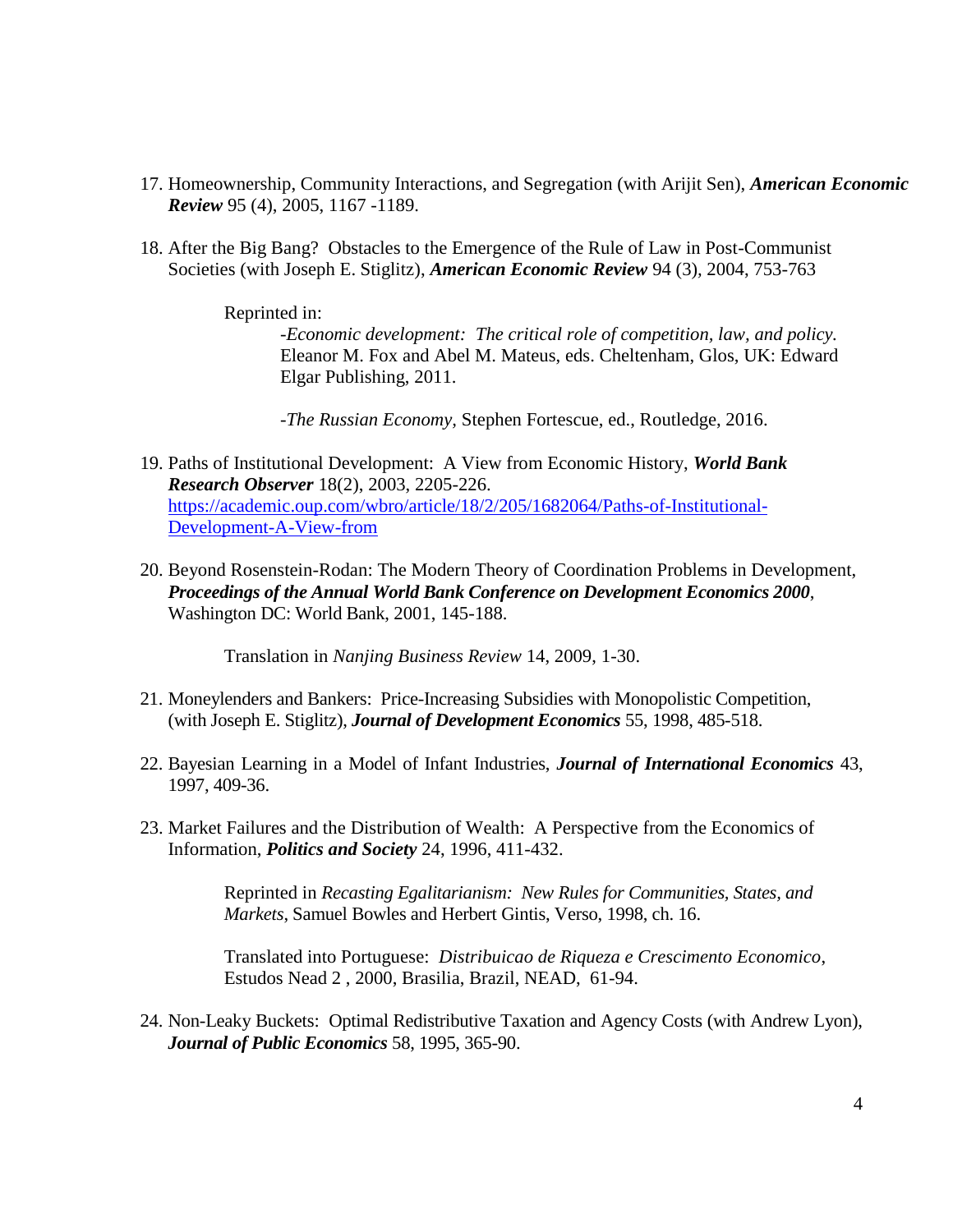17. Homeownership, Community Interactions, and Segregation (with Arijit Sen), ***American Economic Review*** 95 (4), 2005, 1167 -1189.

18. After the Big Bang? Obstacles to the Emergence of the Rule of Law in Post-Communist Societies (with Joseph E. Stiglitz), ***American Economic Review*** 94 (3), 2004, 753-763

    Reprinted in:

    -*Economic development: The critical role of competition, law, and policy.* Eleanor M. Fox and Abel M. Mateus, eds. Cheltenham, Glos, UK: Edward Elgar Publishing, 2011.

    -*The Russian Economy*, Stephen Fortescue, ed., Routledge, 2016.

19. Paths of Institutional Development: A View from Economic History, ***World Bank Research Observer*** 18(2), 2003, 2205-226. https://academic.oup.com/wbro/article/18/2/205/1682064/Paths-of-Institutional-Development-A-View-from

20. Beyond Rosenstein-Rodan: The Modern Theory of Coordination Problems in Development, ***Proceedings of the Annual World Bank Conference on Development Economics 2000***, Washington DC: World Bank, 2001, 145-188.

    Translation in *Nanjing Business Review* 14, 2009, 1-30.

21. Moneylenders and Bankers: Price-Increasing Subsidies with Monopolistic Competition, (with Joseph E. Stiglitz), ***Journal of Development Economics*** 55, 1998, 485-518.

22. Bayesian Learning in a Model of Infant Industries, ***Journal of International Economics*** 43, 1997, 409-36.

23. Market Failures and the Distribution of Wealth: A Perspective from the Economics of Information, ***Politics and Society*** 24, 1996, 411-432.

    Reprinted in *Recasting Egalitarianism: New Rules for Communities, States, and Markets*, Samuel Bowles and Herbert Gintis, Verso, 1998, ch. 16.

    Translated into Portuguese: *Distribuicao de Riqueza e Crescimento Economico*, Estudos Nead 2 , 2000, Brasilia, Brazil, NEAD, 61-94.

24. Non-Leaky Buckets: Optimal Redistributive Taxation and Agency Costs (with Andrew Lyon), ***Journal of Public Economics*** 58, 1995, 365-90.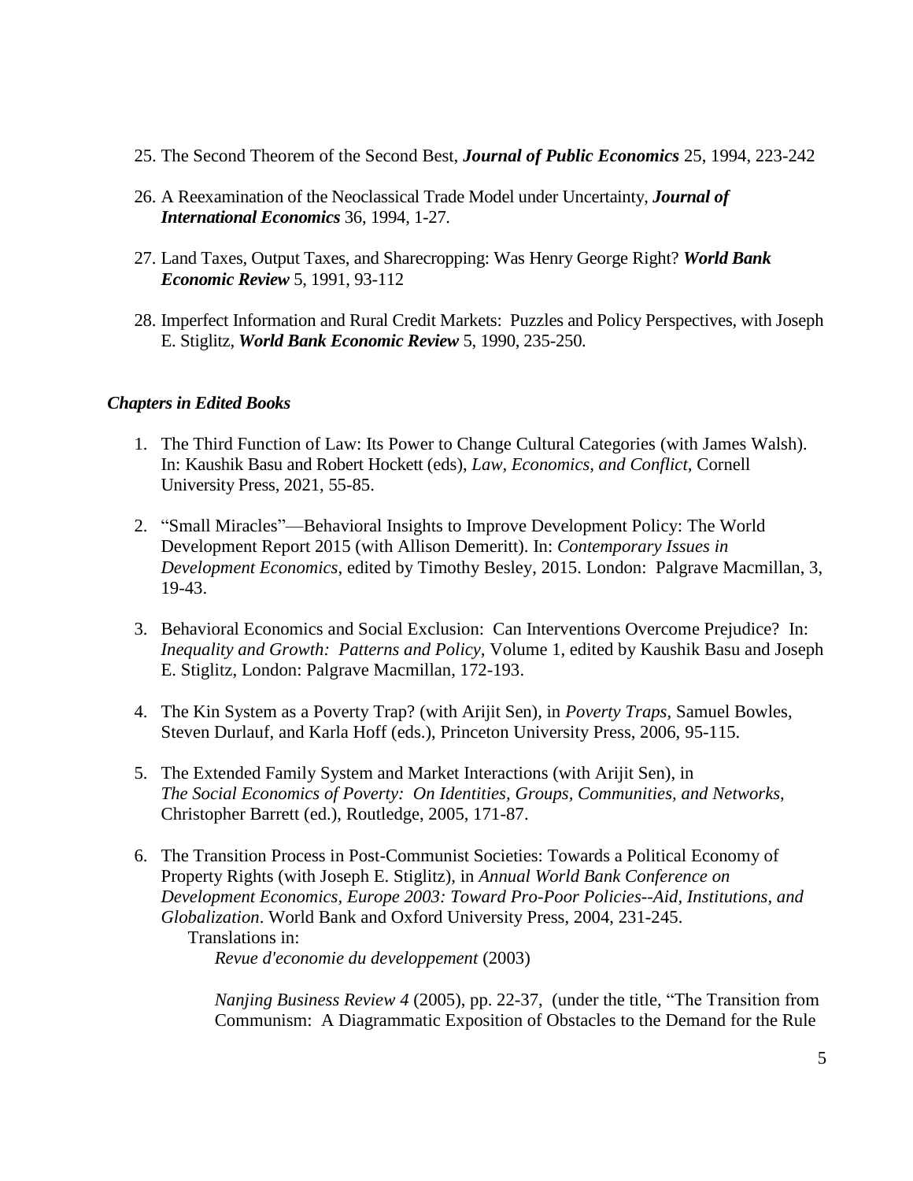25. The Second Theorem of the Second Best, ***Journal of Public Economics*** 25, 1994, 223-242

26. A Reexamination of the Neoclassical Trade Model under Uncertainty, ***Journal of International Economics*** 36, 1994, 1-27.

27. Land Taxes, Output Taxes, and Sharecropping: Was Henry George Right? ***World Bank Economic Review*** 5, 1991, 93-112

28. Imperfect Information and Rural Credit Markets: Puzzles and Policy Perspectives, with Joseph E. Stiglitz, ***World Bank Economic Review*** 5, 1990, 235-250.

### *Chapters in Edited Books*

1. The Third Function of Law: Its Power to Change Cultural Categories (with James Walsh). In: Kaushik Basu and Robert Hockett (eds), *Law, Economics, and Conflict*, Cornell University Press, 2021, 55-85.

2. "Small Miracles"—Behavioral Insights to Improve Development Policy: The World Development Report 2015 (with Allison Demeritt). In: *Contemporary Issues in Development Economics*, edited by Timothy Besley, 2015. London: Palgrave Macmillan, 3, 19-43.

3. Behavioral Economics and Social Exclusion: Can Interventions Overcome Prejudice? In: *Inequality and Growth: Patterns and Policy*, Volume 1, edited by Kaushik Basu and Joseph E. Stiglitz, London: Palgrave Macmillan, 172-193.

4. The Kin System as a Poverty Trap? (with Arijit Sen), in *Poverty Traps*, Samuel Bowles, Steven Durlauf, and Karla Hoff (eds.), Princeton University Press, 2006, 95-115.

5. The Extended Family System and Market Interactions (with Arijit Sen), in *The Social Economics of Poverty: On Identities, Groups, Communities, and Networks*, Christopher Barrett (ed.), Routledge, 2005, 171-87.

6. The Transition Process in Post-Communist Societies: Towards a Political Economy of Property Rights (with Joseph E. Stiglitz), in *Annual World Bank Conference on Development Economics, Europe 2003: Toward Pro-Poor Policies--Aid, Institutions, and Globalization*. World Bank and Oxford University Press, 2004, 231-245.
   Translations in:
   *Revue d'economie du developpement* (2003)

   *Nanjing Business Review 4* (2005), pp. 22-37, (under the title, "The Transition from Communism: A Diagrammatic Exposition of Obstacles to the Demand for the Rule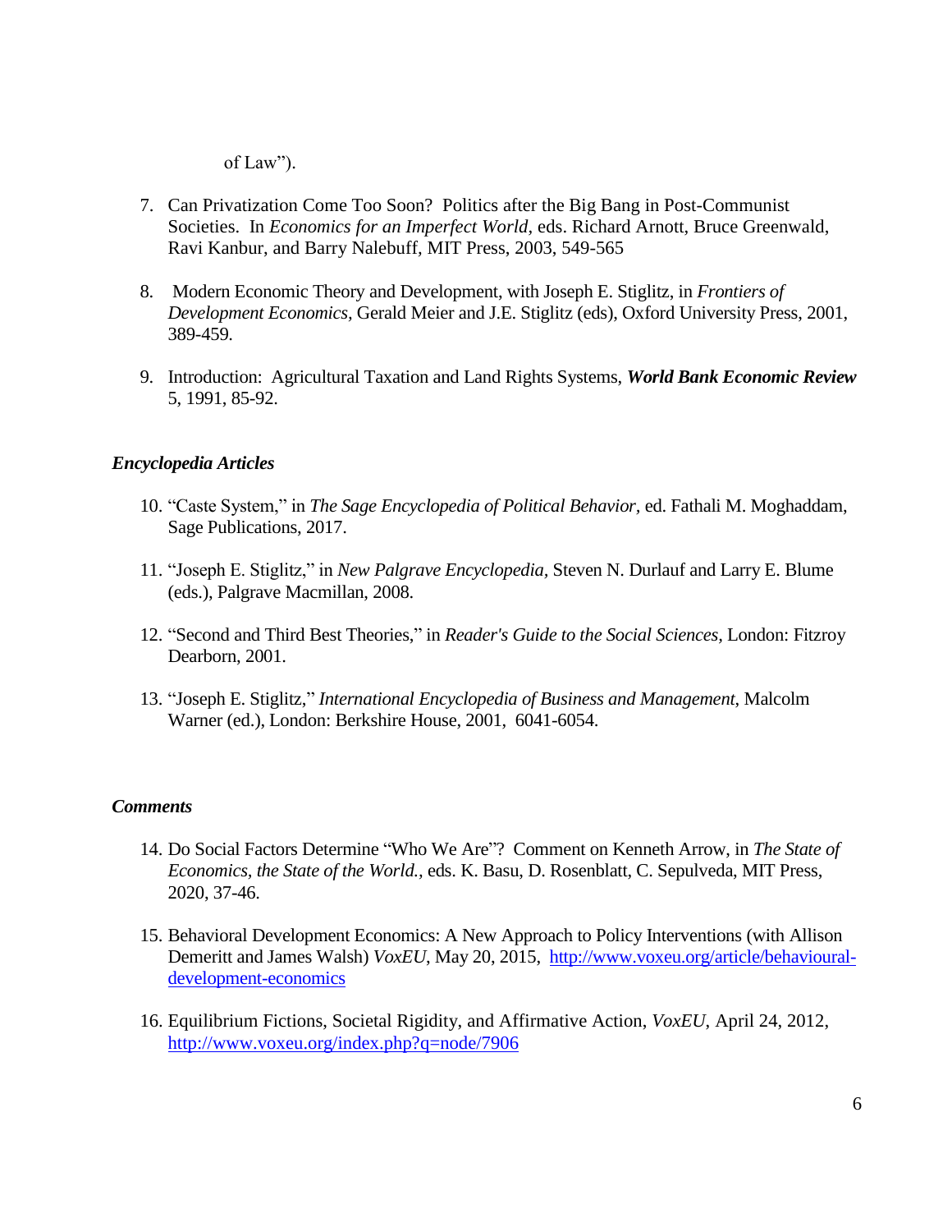of Law").

7. Can Privatization Come Too Soon? Politics after the Big Bang in Post-Communist Societies. In *Economics for an Imperfect World*, eds. Richard Arnott, Bruce Greenwald, Ravi Kanbur, and Barry Nalebuff, MIT Press, 2003, 549-565

8. Modern Economic Theory and Development, with Joseph E. Stiglitz, in *Frontiers of Development Economics*, Gerald Meier and J.E. Stiglitz (eds), Oxford University Press, 2001, 389-459.

9. Introduction: Agricultural Taxation and Land Rights Systems, ***World Bank Economic Review*** 5, 1991, 85-92.

### *Encyclopedia Articles*

10. "Caste System," in *The Sage Encyclopedia of Political Behavior*, ed. Fathali M. Moghaddam, Sage Publications, 2017.

11. "Joseph E. Stiglitz," in *New Palgrave Encyclopedia*, Steven N. Durlauf and Larry E. Blume (eds.), Palgrave Macmillan, 2008.

12. "Second and Third Best Theories," in *Reader's Guide to the Social Sciences*, London: Fitzroy Dearborn, 2001.

13. "Joseph E. Stiglitz," *International Encyclopedia of Business and Management*, Malcolm Warner (ed.), London: Berkshire House, 2001, 6041-6054.

### *Comments*

14. Do Social Factors Determine "Who We Are"? Comment on Kenneth Arrow, in *The State of Economics, the State of the World.*, eds. K. Basu, D. Rosenblatt, C. Sepulveda, MIT Press, 2020, 37-46.

15. Behavioral Development Economics: A New Approach to Policy Interventions (with Allison Demeritt and James Walsh) *VoxEU*, May 20, 2015, http://www.voxeu.org/article/behavioural-development-economics

16. Equilibrium Fictions, Societal Rigidity, and Affirmative Action, *VoxEU*, April 24, 2012, http://www.voxeu.org/index.php?q=node/7906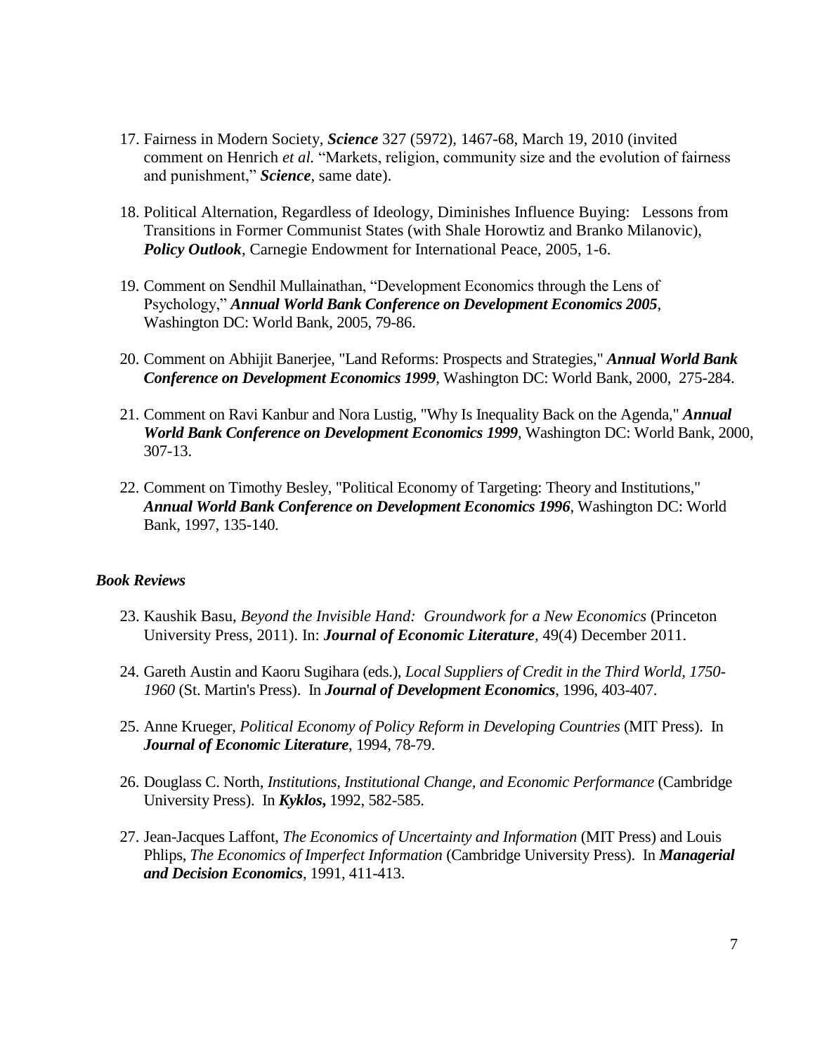17. Fairness in Modern Society, ***Science*** 327 (5972), 1467-68, March 19, 2010 (invited comment on Henrich *et al.* "Markets, religion, community size and the evolution of fairness and punishment," ***Science***, same date).

18. Political Alternation, Regardless of Ideology, Diminishes Influence Buying: Lessons from Transitions in Former Communist States (with Shale Horowtiz and Branko Milanovic), ***Policy Outlook***, Carnegie Endowment for International Peace, 2005, 1-6.

19. Comment on Sendhil Mullainathan, "Development Economics through the Lens of Psychology," ***Annual World Bank Conference on Development Economics 2005***, Washington DC: World Bank, 2005, 79-86.

20. Comment on Abhijit Banerjee, "Land Reforms: Prospects and Strategies," ***Annual World Bank Conference on Development Economics 1999***, Washington DC: World Bank, 2000, 275-284.

21. Comment on Ravi Kanbur and Nora Lustig, "Why Is Inequality Back on the Agenda," ***Annual World Bank Conference on Development Economics 1999***, Washington DC: World Bank, 2000, 307-13.

22. Comment on Timothy Besley, "Political Economy of Targeting: Theory and Institutions," ***Annual World Bank Conference on Development Economics 1996***, Washington DC: World Bank, 1997, 135-140.

### *Book Reviews*

23. Kaushik Basu, *Beyond the Invisible Hand: Groundwork for a New Economics* (Princeton University Press, 2011). In: ***Journal of Economic Literature***, 49(4) December 2011.

24. Gareth Austin and Kaoru Sugihara (eds.), *Local Suppliers of Credit in the Third World, 1750-1960* (St. Martin's Press). In ***Journal of Development Economics***, 1996, 403-407.

25. Anne Krueger, *Political Economy of Policy Reform in Developing Countries* (MIT Press). In ***Journal of Economic Literature***, 1994, 78-79.

26. Douglass C. North, *Institutions, Institutional Change, and Economic Performance* (Cambridge University Press). In ***Kyklos***, 1992, 582-585.

27. Jean-Jacques Laffont, *The Economics of Uncertainty and Information* (MIT Press) and Louis Phlips, *The Economics of Imperfect Information* (Cambridge University Press). In ***Managerial and Decision Economics***, 1991, 411-413.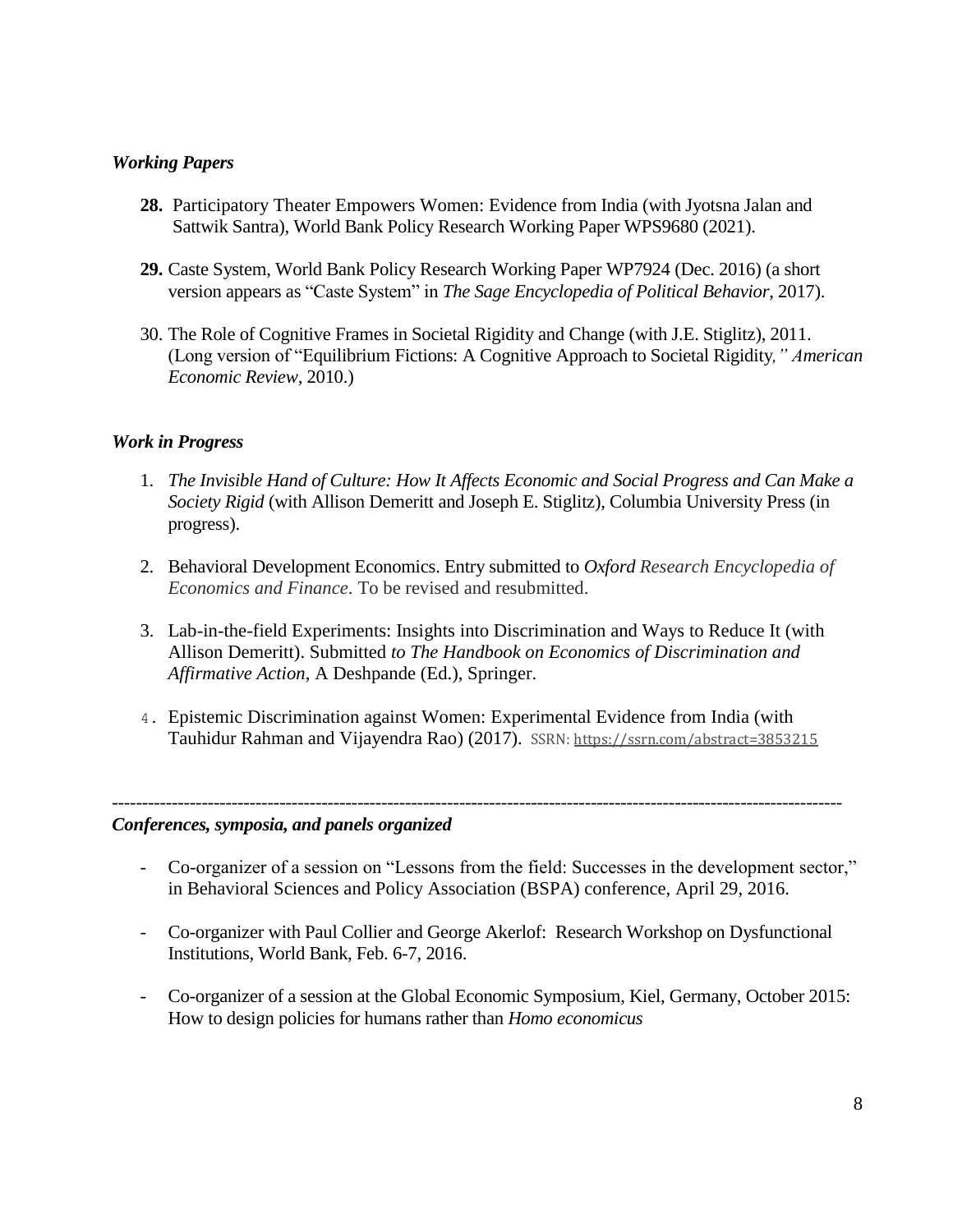### *Working Papers*

**28.** Participatory Theater Empowers Women: Evidence from India (with Jyotsna Jalan and Sattwik Santra), World Bank Policy Research Working Paper WPS9680 (2021).

**29.** Caste System, World Bank Policy Research Working Paper WP7924 (Dec. 2016) (a short version appears as "Caste System" in *The Sage Encyclopedia of Political Behavior*, 2017).

30. The Role of Cognitive Frames in Societal Rigidity and Change (with J.E. Stiglitz), 2011. (Long version of "Equilibrium Fictions: A Cognitive Approach to Societal Rigidity*," American Economic Review*, 2010.)

### *Work in Progress*

1. *The Invisible Hand of Culture: How It Affects Economic and Social Progress and Can Make a Society Rigid* (with Allison Demeritt and Joseph E. Stiglitz), Columbia University Press (in progress).

2. Behavioral Development Economics. Entry submitted to *Oxford Research Encyclopedia of Economics and Finance*. To be revised and resubmitted.

3. Lab-in-the-field Experiments: Insights into Discrimination and Ways to Reduce It (with Allison Demeritt). Submitted *to The Handbook on Economics of Discrimination and Affirmative Action*, A Deshpande (Ed.), Springer.

4. Epistemic Discrimination against Women: Experimental Evidence from India (with Tauhidur Rahman and Vijayendra Rao) (2017). SSRN: https://ssrn.com/abstract=3853215

---

### *Conferences, symposia, and panels organized*

- Co-organizer of a session on "Lessons from the field: Successes in the development sector," in Behavioral Sciences and Policy Association (BSPA) conference, April 29, 2016.

- Co-organizer with Paul Collier and George Akerlof: Research Workshop on Dysfunctional Institutions, World Bank, Feb. 6-7, 2016.

- Co-organizer of a session at the Global Economic Symposium, Kiel, Germany, October 2015: How to design policies for humans rather than *Homo economicus*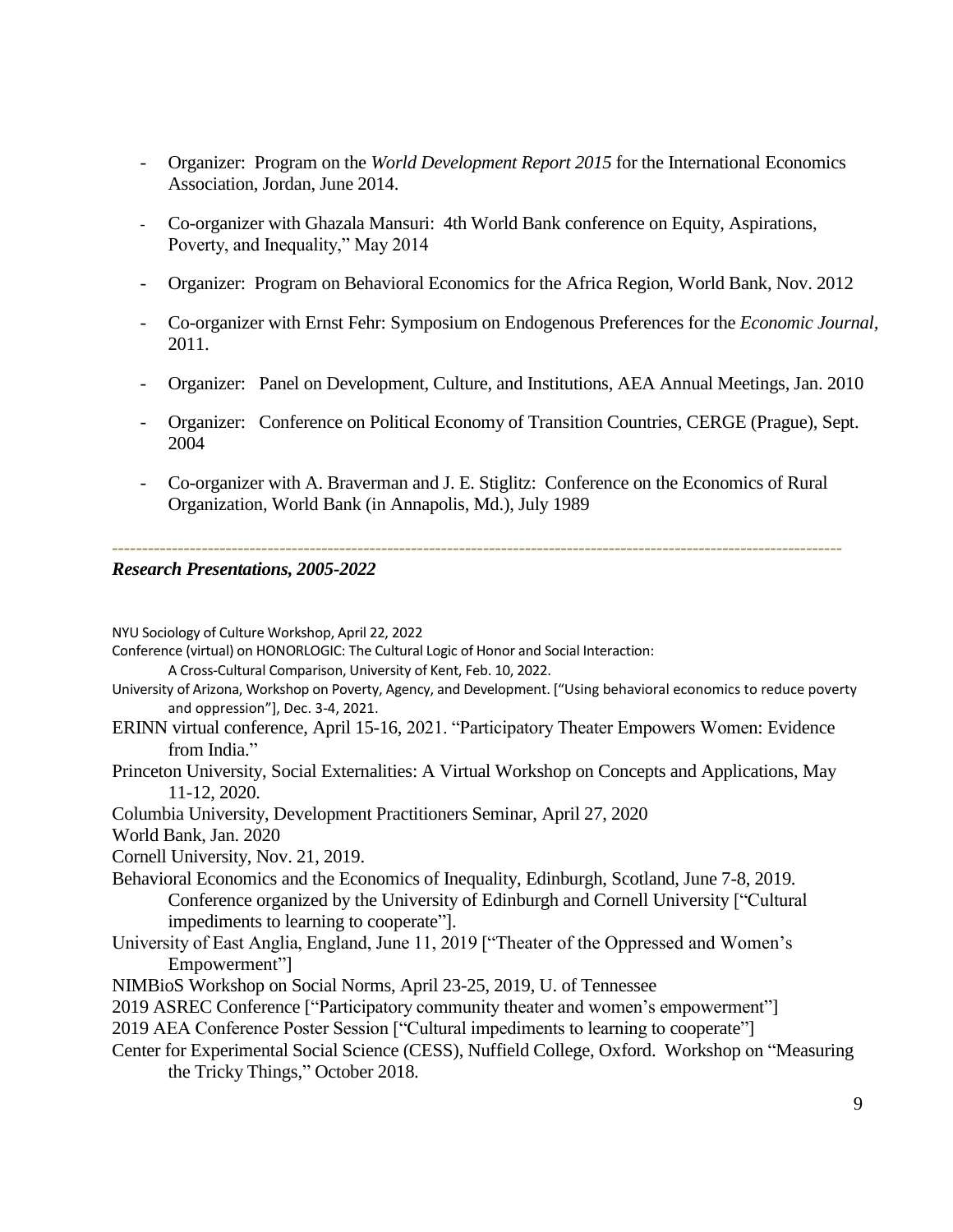- Organizer: Program on the *World Development Report 2015* for the International Economics Association, Jordan, June 2014.
- Co-organizer with Ghazala Mansuri: 4th World Bank conference on Equity, Aspirations, Poverty, and Inequality," May 2014
- Organizer: Program on Behavioral Economics for the Africa Region, World Bank, Nov. 2012
- Co-organizer with Ernst Fehr: Symposium on Endogenous Preferences for the *Economic Journal*, 2011.
- Organizer: Panel on Development, Culture, and Institutions, AEA Annual Meetings, Jan. 2010
- Organizer: Conference on Political Economy of Transition Countries, CERGE (Prague), Sept. 2004
- Co-organizer with A. Braverman and J. E. Stiglitz: Conference on the Economics of Rural Organization, World Bank (in Annapolis, Md.), July 1989

---

***Research Presentations, 2005-2022***

NYU Sociology of Culture Workshop, April 22, 2022

Conference (virtual) on HONORLOGIC: The Cultural Logic of Honor and Social Interaction: A Cross-Cultural Comparison, University of Kent, Feb. 10, 2022.

University of Arizona, Workshop on Poverty, Agency, and Development. ["Using behavioral economics to reduce poverty and oppression"], Dec. 3-4, 2021.

ERINN virtual conference, April 15-16, 2021. "Participatory Theater Empowers Women: Evidence from India."

Princeton University, Social Externalities: A Virtual Workshop on Concepts and Applications, May 11-12, 2020.

Columbia University, Development Practitioners Seminar, April 27, 2020

World Bank, Jan. 2020

Cornell University, Nov. 21, 2019.

Behavioral Economics and the Economics of Inequality, Edinburgh, Scotland, June 7-8, 2019. Conference organized by the University of Edinburgh and Cornell University ["Cultural impediments to learning to cooperate"].

University of East Anglia, England, June 11, 2019 ["Theater of the Oppressed and Women's Empowerment"]

NIMBioS Workshop on Social Norms, April 23-25, 2019, U. of Tennessee

2019 ASREC Conference ["Participatory community theater and women's empowerment"]

2019 AEA Conference Poster Session ["Cultural impediments to learning to cooperate"]

Center for Experimental Social Science (CESS), Nuffield College, Oxford. Workshop on "Measuring the Tricky Things," October 2018.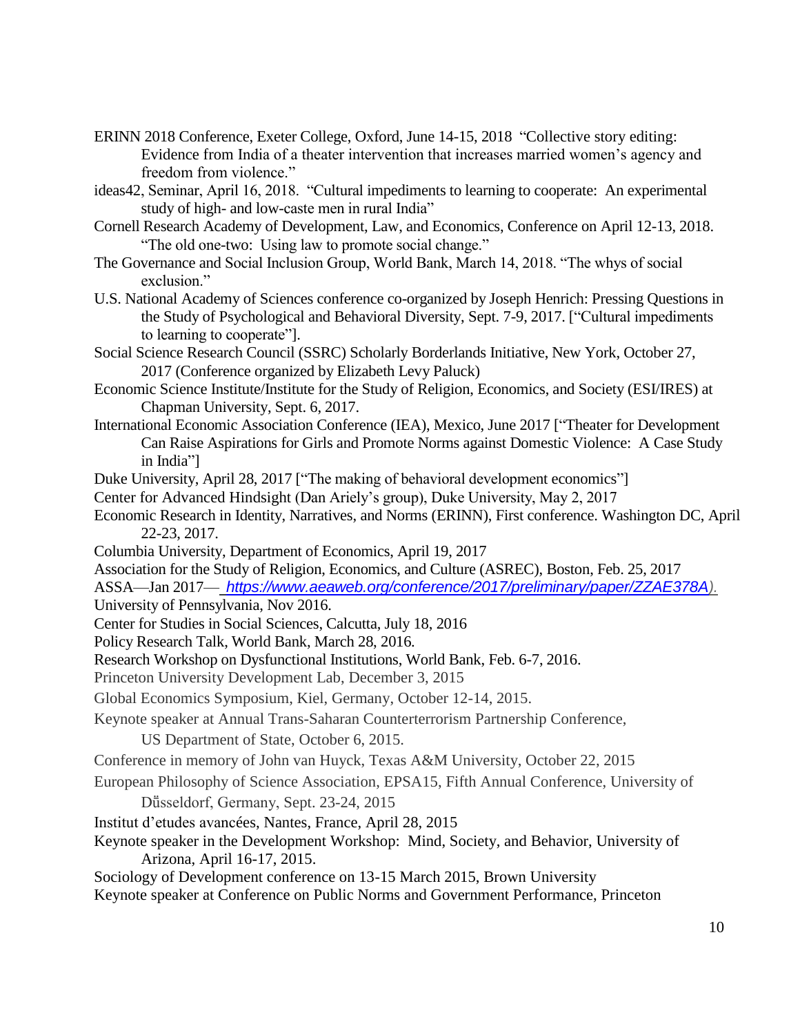ERINN 2018 Conference, Exeter College, Oxford, June 14-15, 2018 "Collective story editing: Evidence from India of a theater intervention that increases married women's agency and freedom from violence."

ideas42, Seminar, April 16, 2018. "Cultural impediments to learning to cooperate: An experimental study of high- and low-caste men in rural India"

Cornell Research Academy of Development, Law, and Economics, Conference on April 12-13, 2018. "The old one-two: Using law to promote social change."

The Governance and Social Inclusion Group, World Bank, March 14, 2018. "The whys of social exclusion."

U.S. National Academy of Sciences conference co-organized by Joseph Henrich: Pressing Questions in the Study of Psychological and Behavioral Diversity, Sept. 7-9, 2017. ["Cultural impediments to learning to cooperate"].

Social Science Research Council (SSRC) Scholarly Borderlands Initiative, New York, October 27, 2017 (Conference organized by Elizabeth Levy Paluck)

Economic Science Institute/Institute for the Study of Religion, Economics, and Society (ESI/IRES) at Chapman University, Sept. 6, 2017.

International Economic Association Conference (IEA), Mexico, June 2017 ["Theater for Development Can Raise Aspirations for Girls and Promote Norms against Domestic Violence: A Case Study in India"]

Duke University, April 28, 2017 ["The making of behavioral development economics"]

Center for Advanced Hindsight (Dan Ariely's group), Duke University, May 2, 2017

Economic Research in Identity, Narratives, and Norms (ERINN), First conference. Washington DC, April 22-23, 2017.

Columbia University, Department of Economics, April 19, 2017

Association for the Study of Religion, Economics, and Culture (ASREC), Boston, Feb. 25, 2017

ASSA—Jan 2017— *https://www.aeaweb.org/conference/2017/preliminary/paper/ZZAE378A*).

University of Pennsylvania, Nov 2016.

Center for Studies in Social Sciences, Calcutta, July 18, 2016

Policy Research Talk, World Bank, March 28, 2016.

Research Workshop on Dysfunctional Institutions, World Bank, Feb. 6-7, 2016.

Princeton University Development Lab, December 3, 2015

Global Economics Symposium, Kiel, Germany, October 12-14, 2015.

Keynote speaker at Annual Trans-Saharan Counterterrorism Partnership Conference, US Department of State, October 6, 2015.

Conference in memory of John van Huyck, Texas A&M University, October 22, 2015

European Philosophy of Science Association, EPSA15, Fifth Annual Conference, University of Dűsseldorf, Germany, Sept. 23-24, 2015

Institut d'etudes avancées, Nantes, France, April 28, 2015

Keynote speaker in the Development Workshop: Mind, Society, and Behavior, University of Arizona, April 16-17, 2015.

Sociology of Development conference on 13-15 March 2015, Brown University

Keynote speaker at Conference on Public Norms and Government Performance, Princeton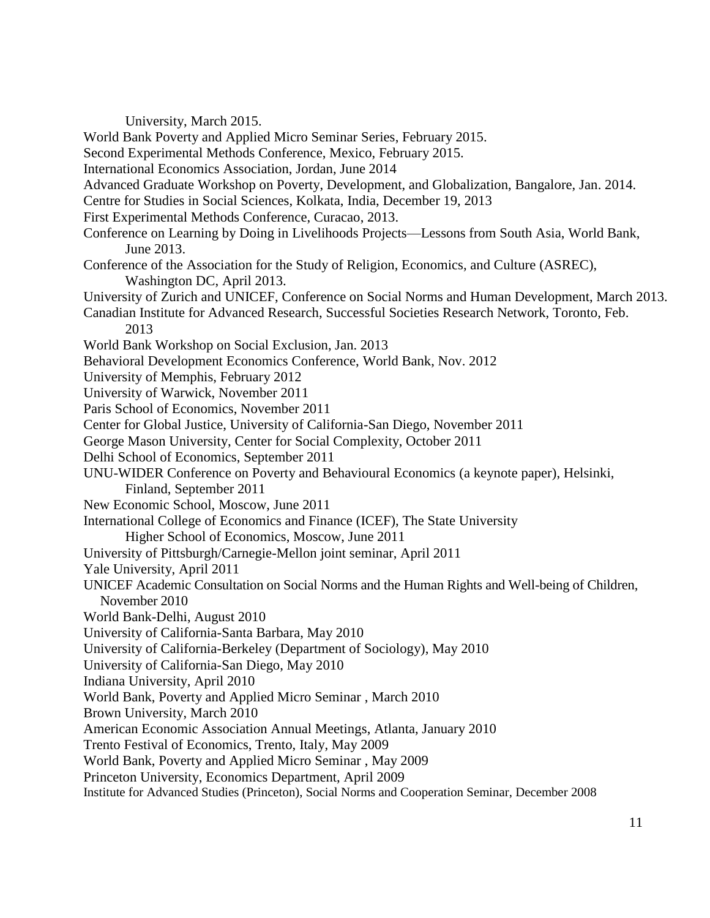University, March 2015.

World Bank Poverty and Applied Micro Seminar Series, February 2015.

Second Experimental Methods Conference, Mexico, February 2015.

International Economics Association, Jordan, June 2014

Advanced Graduate Workshop on Poverty, Development, and Globalization, Bangalore, Jan. 2014.

Centre for Studies in Social Sciences, Kolkata, India, December 19, 2013

First Experimental Methods Conference, Curacao, 2013.

Conference on Learning by Doing in Livelihoods Projects—Lessons from South Asia, World Bank, June 2013.

Conference of the Association for the Study of Religion, Economics, and Culture (ASREC), Washington DC, April 2013.

University of Zurich and UNICEF, Conference on Social Norms and Human Development, March 2013.

Canadian Institute for Advanced Research, Successful Societies Research Network, Toronto, Feb. 2013

World Bank Workshop on Social Exclusion, Jan. 2013

Behavioral Development Economics Conference, World Bank, Nov. 2012

University of Memphis, February 2012

University of Warwick, November 2011

Paris School of Economics, November 2011

Center for Global Justice, University of California-San Diego, November 2011

George Mason University, Center for Social Complexity, October 2011

Delhi School of Economics, September 2011

UNU-WIDER Conference on Poverty and Behavioural Economics (a keynote paper), Helsinki, Finland, September 2011

New Economic School, Moscow, June 2011

International College of Economics and Finance (ICEF), The State University Higher School of Economics, Moscow, June 2011

University of Pittsburgh/Carnegie-Mellon joint seminar, April 2011

Yale University, April 2011

UNICEF Academic Consultation on Social Norms and the Human Rights and Well-being of Children, November 2010

World Bank-Delhi, August 2010

University of California-Santa Barbara, May 2010

University of California-Berkeley (Department of Sociology), May 2010

University of California-San Diego, May 2010

Indiana University, April 2010

World Bank, Poverty and Applied Micro Seminar , March 2010

Brown University, March 2010

American Economic Association Annual Meetings, Atlanta, January 2010

Trento Festival of Economics, Trento, Italy, May 2009

World Bank, Poverty and Applied Micro Seminar , May 2009

Princeton University, Economics Department, April 2009

Institute for Advanced Studies (Princeton), Social Norms and Cooperation Seminar, December 2008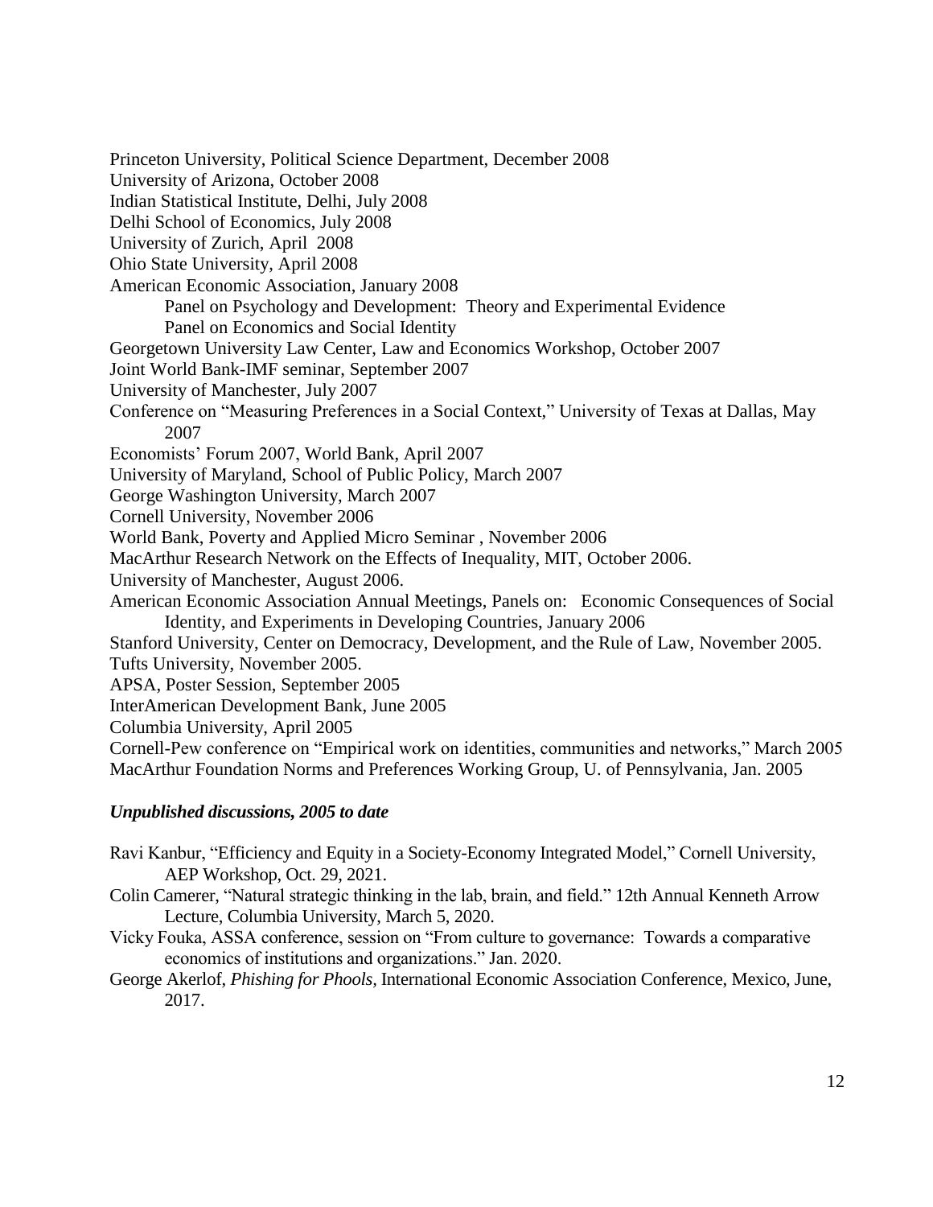Princeton University, Political Science Department, December 2008
University of Arizona, October 2008
Indian Statistical Institute, Delhi, July 2008
Delhi School of Economics, July 2008
University of Zurich, April 2008
Ohio State University, April 2008
American Economic Association, January 2008
    Panel on Psychology and Development: Theory and Experimental Evidence
    Panel on Economics and Social Identity
Georgetown University Law Center, Law and Economics Workshop, October 2007
Joint World Bank-IMF seminar, September 2007
University of Manchester, July 2007
Conference on "Measuring Preferences in a Social Context," University of Texas at Dallas, May 2007
Economists' Forum 2007, World Bank, April 2007
University of Maryland, School of Public Policy, March 2007
George Washington University, March 2007
Cornell University, November 2006
World Bank, Poverty and Applied Micro Seminar , November 2006
MacArthur Research Network on the Effects of Inequality, MIT, October 2006.
University of Manchester, August 2006.
American Economic Association Annual Meetings, Panels on: Economic Consequences of Social Identity, and Experiments in Developing Countries, January 2006
Stanford University, Center on Democracy, Development, and the Rule of Law, November 2005.
Tufts University, November 2005.
APSA, Poster Session, September 2005
InterAmerican Development Bank, June 2005
Columbia University, April 2005
Cornell-Pew conference on "Empirical work on identities, communities and networks," March 2005
MacArthur Foundation Norms and Preferences Working Group, U. of Pennsylvania, Jan. 2005

***Unpublished discussions, 2005 to date***

Ravi Kanbur, "Efficiency and Equity in a Society-Economy Integrated Model," Cornell University, AEP Workshop, Oct. 29, 2021.
Colin Camerer, "Natural strategic thinking in the lab, brain, and field." 12th Annual Kenneth Arrow Lecture, Columbia University, March 5, 2020.
Vicky Fouka, ASSA conference, session on "From culture to governance: Towards a comparative economics of institutions and organizations." Jan. 2020.
George Akerlof, *Phishing for Phools*, International Economic Association Conference, Mexico, June, 2017.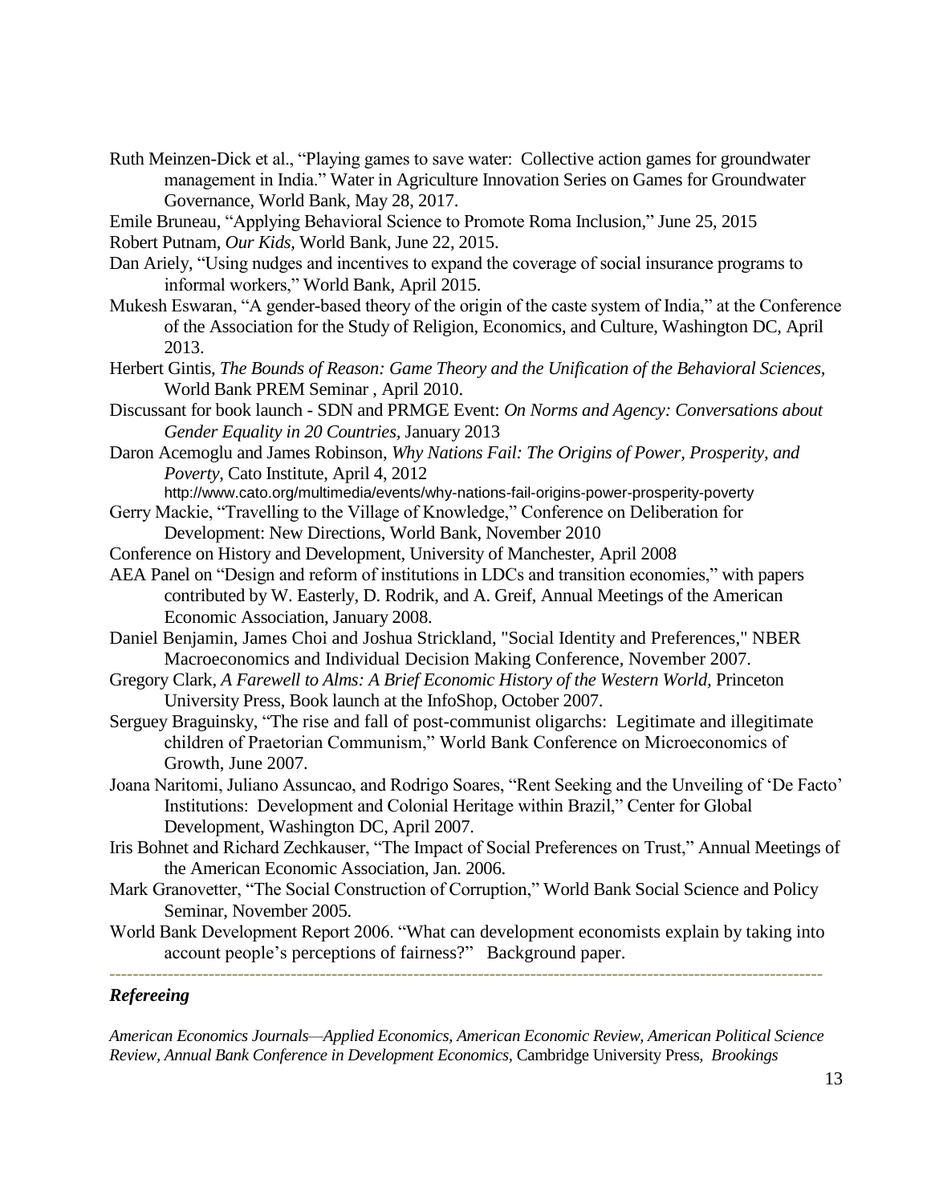Ruth Meinzen-Dick et al., "Playing games to save water: Collective action games for groundwater management in India." Water in Agriculture Innovation Series on Games for Groundwater Governance, World Bank, May 28, 2017.

Emile Bruneau, "Applying Behavioral Science to Promote Roma Inclusion," June 25, 2015

Robert Putnam, *Our Kids*, World Bank, June 22, 2015.

Dan Ariely, "Using nudges and incentives to expand the coverage of social insurance programs to informal workers," World Bank, April 2015.

Mukesh Eswaran, "A gender-based theory of the origin of the caste system of India," at the Conference of the Association for the Study of Religion, Economics, and Culture, Washington DC, April 2013.

Herbert Gintis, *The Bounds of Reason: Game Theory and the Unification of the Behavioral Sciences*, World Bank PREM Seminar , April 2010.

Discussant for book launch - SDN and PRMGE Event: *On Norms and Agency: Conversations about Gender Equality in 20 Countries*, January 2013

Daron Acemoglu and James Robinson, *Why Nations Fail: The Origins of Power, Prosperity, and Poverty*, Cato Institute, April 4, 2012
http://www.cato.org/multimedia/events/why-nations-fail-origins-power-prosperity-poverty

Gerry Mackie, "Travelling to the Village of Knowledge," Conference on Deliberation for Development: New Directions, World Bank, November 2010

Conference on History and Development, University of Manchester, April 2008

AEA Panel on "Design and reform of institutions in LDCs and transition economies," with papers contributed by W. Easterly, D. Rodrik, and A. Greif, Annual Meetings of the American Economic Association, January 2008.

Daniel Benjamin, James Choi and Joshua Strickland, "Social Identity and Preferences," NBER Macroeconomics and Individual Decision Making Conference, November 2007.

Gregory Clark, *A Farewell to Alms: A Brief Economic History of the Western World*, Princeton University Press, Book launch at the InfoShop, October 2007.

Serguey Braguinsky, "The rise and fall of post-communist oligarchs: Legitimate and illegitimate children of Praetorian Communism," World Bank Conference on Microeconomics of Growth, June 2007.

Joana Naritomi, Juliano Assuncao, and Rodrigo Soares, "Rent Seeking and the Unveiling of 'De Facto' Institutions: Development and Colonial Heritage within Brazil," Center for Global Development, Washington DC, April 2007.

Iris Bohnet and Richard Zechkauser, "The Impact of Social Preferences on Trust," Annual Meetings of the American Economic Association, Jan. 2006.

Mark Granovetter, "The Social Construction of Corruption," World Bank Social Science and Policy Seminar, November 2005.

World Bank Development Report 2006. "What can development economists explain by taking into account people's perceptions of fairness?" Background paper.

---

### *Refereeing*

*American Economics Journals—Applied Economics, American Economic Review, American Political Science Review, Annual Bank Conference in Development Economics*, Cambridge University Press, *Brookings*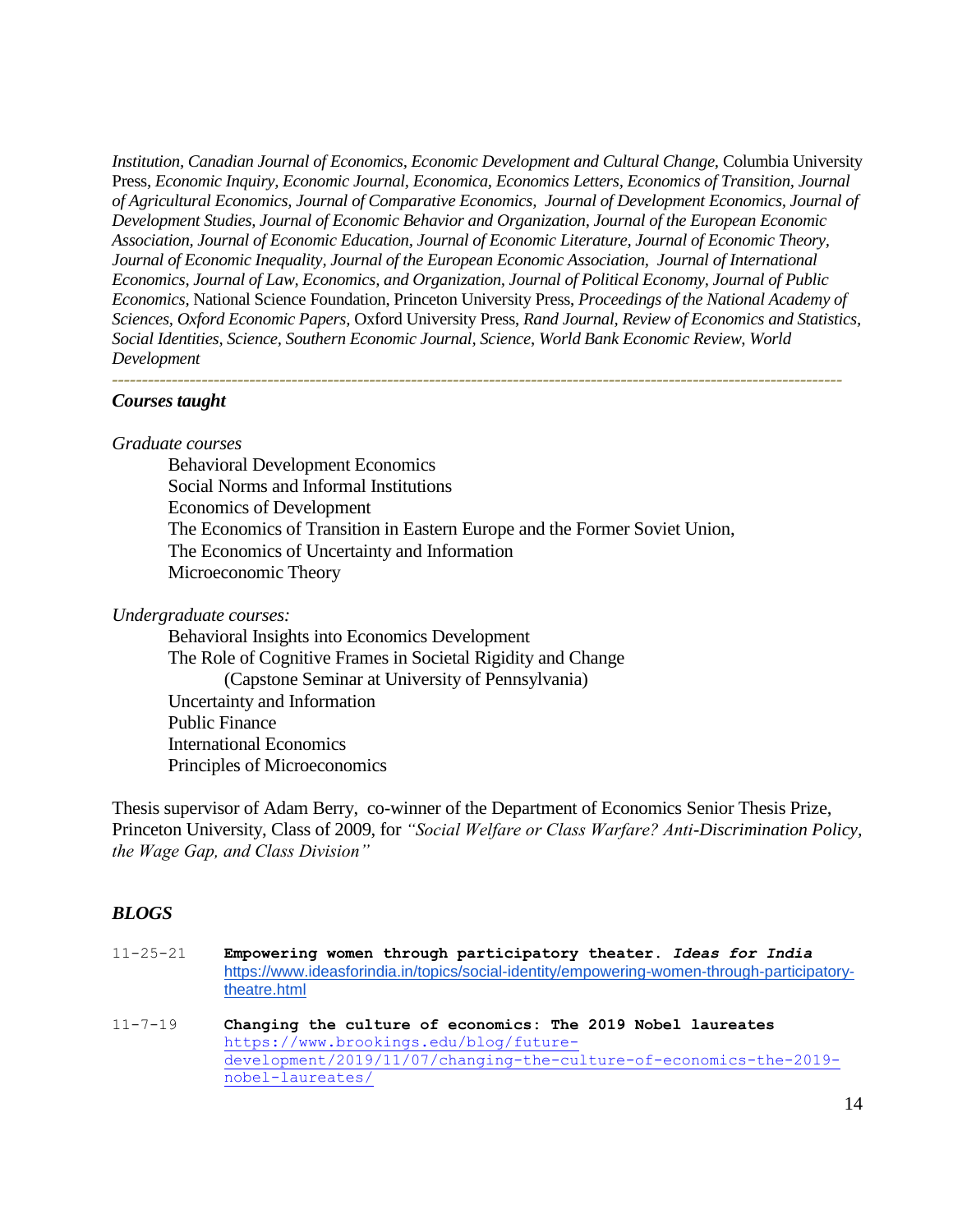*Institution*, *Canadian Journal of Economics*, *Economic Development and Cultural Change,* Columbia University Press, *Economic Inquiry, Economic Journal, Economica, Economics Letters, Economics of Transition, Journal of Agricultural Economics, Journal of Comparative Economics, Journal of Development Economics, Journal of Development Studies, Journal of Economic Behavior and Organization, Journal of the European Economic Association, Journal of Economic Education, Journal of Economic Literature, Journal of Economic Theory, Journal of Economic Inequality, Journal of the European Economic Association, Journal of International Economics, Journal of Law, Economics, and Organization, Journal of Political Economy, Journal of Public Economics,* National Science Foundation, Princeton University Press, *Proceedings of the National Academy of Sciences, Oxford Economic Papers,* Oxford University Press, *Rand Journal, Review of Economics and Statistics, Social Identities, Science, Southern Economic Journal, Science, World Bank Economic Review, World Development*

---

### *Courses taught*

*Graduate courses*

- Behavioral Development Economics
- Social Norms and Informal Institutions
- Economics of Development
- The Economics of Transition in Eastern Europe and the Former Soviet Union,
- The Economics of Uncertainty and Information
- Microeconomic Theory

*Undergraduate courses:*

- Behavioral Insights into Economics Development
- The Role of Cognitive Frames in Societal Rigidity and Change
  (Capstone Seminar at University of Pennsylvania)
- Uncertainty and Information
- Public Finance
- International Economics
- Principles of Microeconomics

Thesis supervisor of Adam Berry, co-winner of the Department of Economics Senior Thesis Prize, Princeton University, Class of 2009, for *"Social Welfare or Class Warfare? Anti-Discrimination Policy, the Wage Gap, and Class Division"*

## *BLOGS*

11-25-21 **Empowering women through participatory theater. *Ideas for India***
https://www.ideasforindia.in/topics/social-identity/empowering-women-through-participatory-theatre.html

11-7-19 **Changing the culture of economics: The 2019 Nobel laureates**
https://www.brookings.edu/blog/future-development/2019/11/07/changing-the-culture-of-economics-the-2019-nobel-laureates/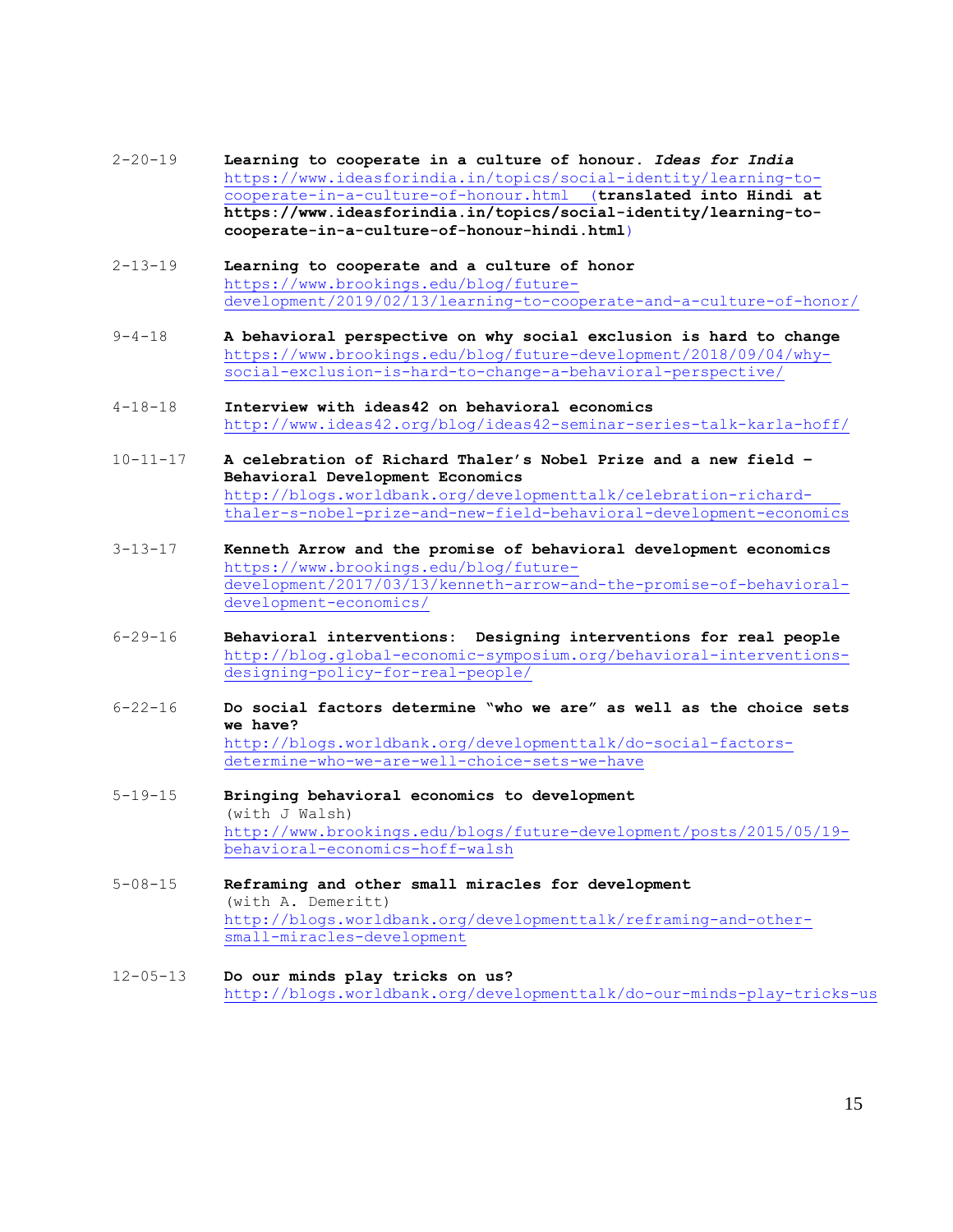2-20-19 **Learning to cooperate in a culture of honour.** ***Ideas for India*** https://www.ideasforindia.in/topics/social-identity/learning-to-cooperate-in-a-culture-of-honour.html (**translated into Hindi at https://www.ideasforindia.in/topics/social-identity/learning-to-cooperate-in-a-culture-of-honour-hindi.html**)

2-13-19 **Learning to cooperate and a culture of honor** https://www.brookings.edu/blog/future-development/2019/02/13/learning-to-cooperate-and-a-culture-of-honor/

9-4-18 **A behavioral perspective on why social exclusion is hard to change** https://www.brookings.edu/blog/future-development/2018/09/04/why-social-exclusion-is-hard-to-change-a-behavioral-perspective/

4-18-18 **Interview with ideas42 on behavioral economics** http://www.ideas42.org/blog/ideas42-seminar-series-talk-karla-hoff/

10-11-17 **A celebration of Richard Thaler's Nobel Prize and a new field – Behavioral Development Economics** http://blogs.worldbank.org/developmenttalk/celebration-richard-thaler-s-nobel-prize-and-new-field-behavioral-development-economics

3-13-17 **Kenneth Arrow and the promise of behavioral development economics** https://www.brookings.edu/blog/future-development/2017/03/13/kenneth-arrow-and-the-promise-of-behavioral-development-economics/

6-29-16 **Behavioral interventions: Designing interventions for real people** http://blog.global-economic-symposium.org/behavioral-interventions-designing-policy-for-real-people/

6-22-16 **Do social factors determine "who we are" as well as the choice sets we have?** http://blogs.worldbank.org/developmenttalk/do-social-factors-determine-who-we-are-well-choice-sets-we-have

5-19-15 **Bringing behavioral economics to development** (with J Walsh) http://www.brookings.edu/blogs/future-development/posts/2015/05/19-behavioral-economics-hoff-walsh

5-08-15 **Reframing and other small miracles for development** (with A. Demeritt) http://blogs.worldbank.org/developmenttalk/reframing-and-other-small-miracles-development

12-05-13 **Do our minds play tricks on us?** http://blogs.worldbank.org/developmenttalk/do-our-minds-play-tricks-us